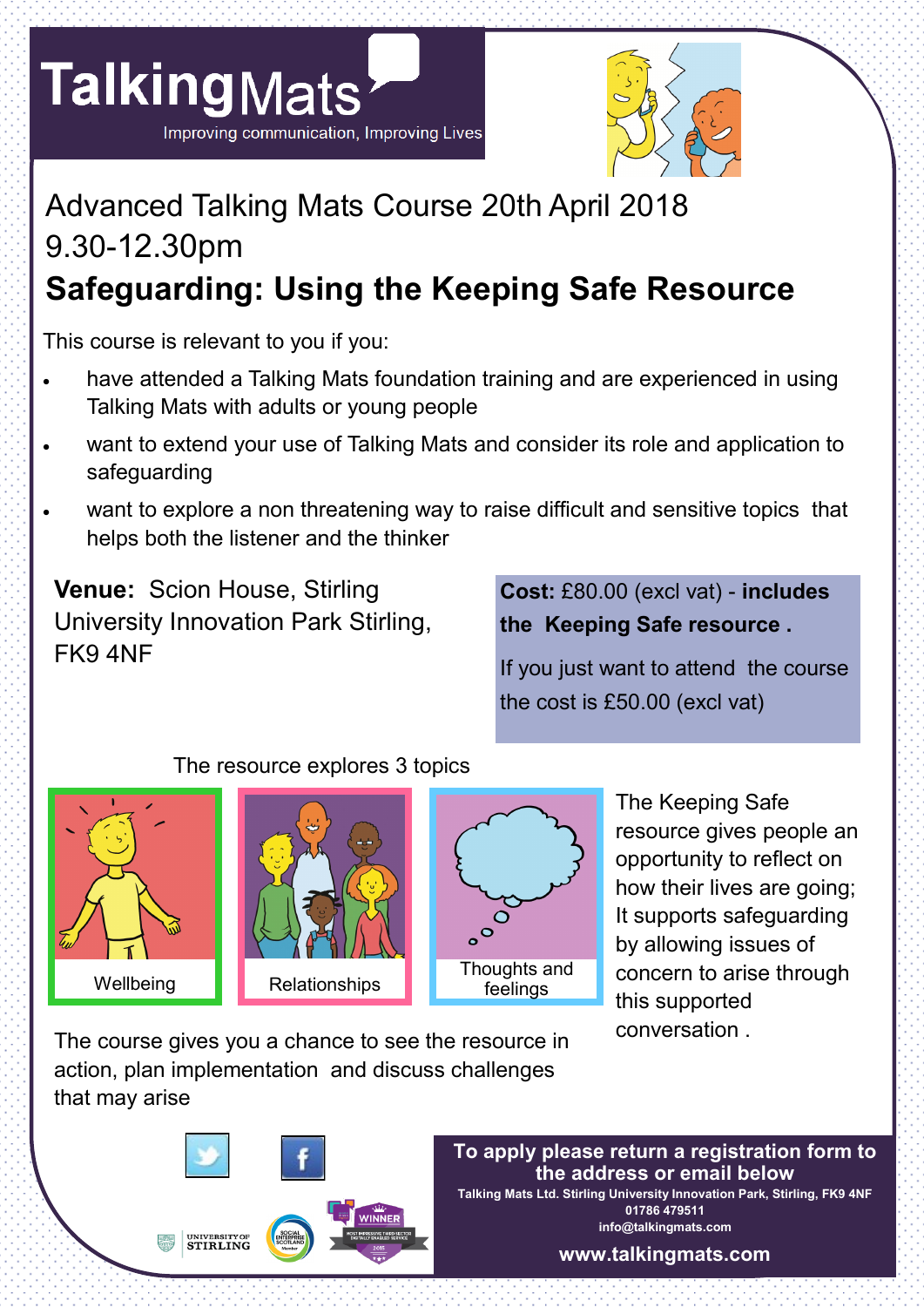# Talking Mats

Improving communication, Improving Lives

## Advanced Talking Mats Course 20th April 2018

## 9.30-12.30pm

## Safeguarding: Using the Keeping Safe Resource

This course is relevant to you if you:

- have attended a Talking Mats foundation training and are experienced in using Talking Mats with adults or young people
- want to extend your use of Talking Mats and consider its role and application to safeguarding
- want to explore a non threatening way to raise difficult and sensitive topics that helps both the listener and the thinker

**Venue:** Scion House, Stirling University Innovation Park Stirling, FK9 4NF

**Cost:** £80.00 (excl vat) - **includes the Keeping Safe resource .**

If you just want to attend the course the cost is £50.00 (excl vat)

The resource explores 3 topics

Wellbeing

Relationships

Thoughts and feelings

The Keeping Safe resource gives people an opportunity to reflect on how their lives are going; It supports safeguarding by allowing issues of concern to arise through this supported conversation .

The course gives you a chance to see the resource in action, plan implementation and discuss challenges that may arise

**To apply please return a registration form to the address or email below**

**Talking Mats Ltd. Stirling University Innovation Park, Stirling, FK9 4NF**

**01786 479511**

**info@talkingmats.com**

**www.talkingmats.com**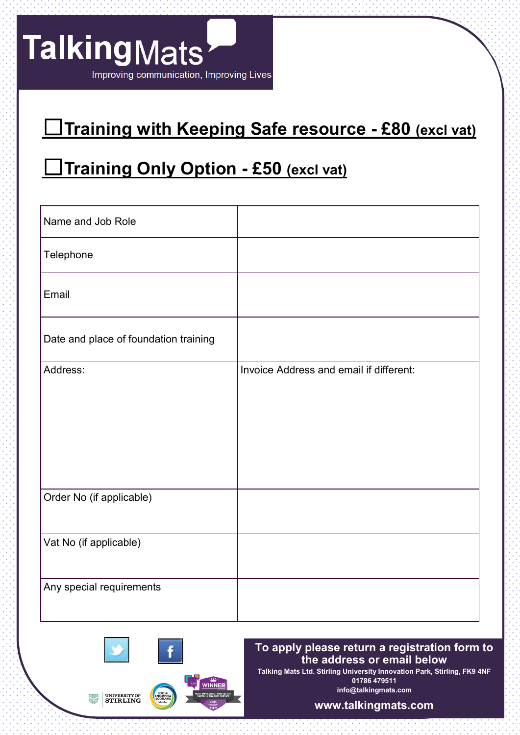# Talking Mats

Improving communication, Improving Lives

## ☐ Training with Keeping Safe resource - £80 (excl vat)

## ☐ Training Only Option - £50 (excl vat)

| | |
|---|---|
| Name and Job Role | |
| Telephone | |
| Email | |
| Date and place of foundation training | |
| Address: | Invoice Address and email if different: |
| Order No (if applicable) | |
| Vat No (if applicable) | |
| Any special requirements | |

**To apply please return a registration form to the address or email below**

**Talking Mats Ltd. Stirling University Innovation Park, Stirling, FK9 4NF**

**01786 479511**

**info@talkingmats.com**

**www.talkingmats.com**